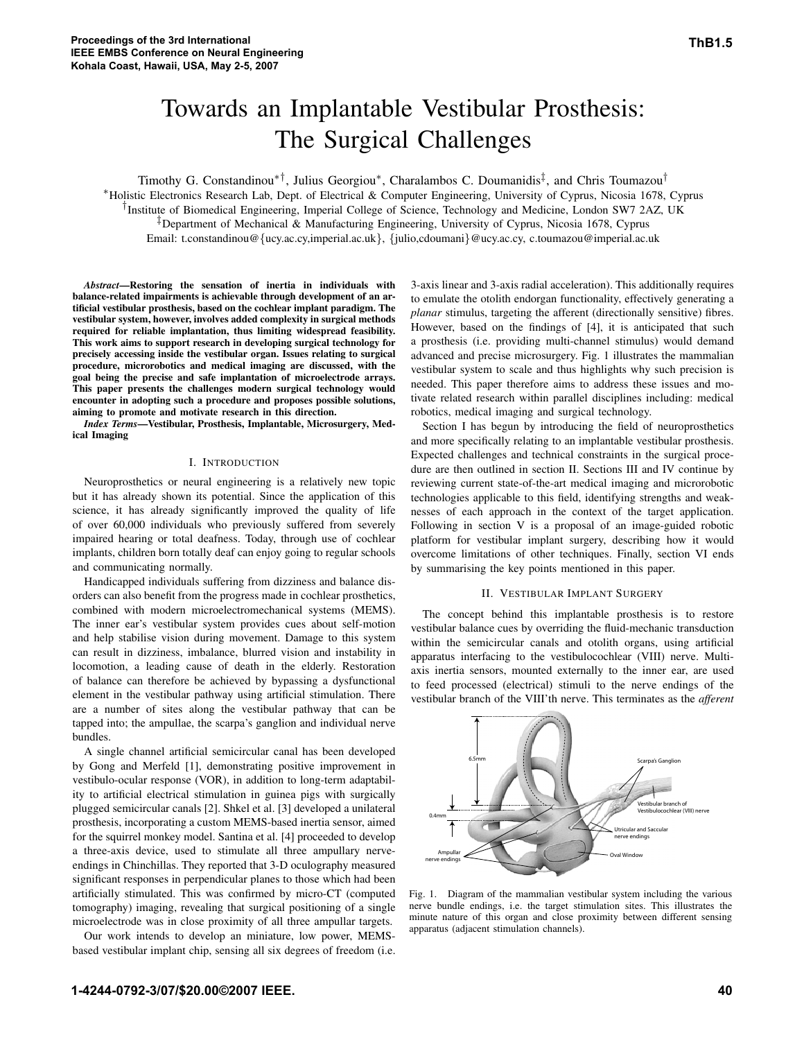# Towards an Implantable Vestibular Prosthesis: The Surgical Challenges

Timothy G. Constandinou[*†], Julius Georgiou[*], Charalambos C. Doumanidis[‡], and Chris Toumazou[†]

[*]Holistic Electronics Research Lab, Dept. of Electrical & Computer Engineering, University of Cyprus, Nicosia 1678, Cyprus

[†]Institute of Biomedical Engineering, Imperial College of Science, Technology and Medicine, London SW7 2AZ, UK

[‡]Department of Mechanical & Manufacturing Engineering, University of Cyprus, Nicosia 1678, Cyprus

Email: t.constandinou@{ucy.ac.cy,imperial.ac.uk}, {julio,cdoumani}@ucy.ac.cy, c.toumazou@imperial.ac.uk

***Abstract*—Restoring the sensation of inertia in individuals with balance-related impairments is achievable through development of an artificial vestibular prosthesis, based on the cochlear implant paradigm. The vestibular system, however, involves added complexity in surgical methods required for reliable implantation, thus limiting widespread feasibility. This work aims to support research in developing surgical technology for precisely accessing inside the vestibular organ. Issues relating to surgical procedure, microrobotics and medical imaging are discussed, with the goal being the precise and safe implantation of microelectrode arrays. This paper presents the challenges modern surgical technology would encounter in adopting such a procedure and proposes possible solutions, aiming to promote and motivate research in this direction.**

***Index Terms*—Vestibular, Prosthesis, Implantable, Microsurgery, Medical Imaging**

## I. Introduction

Neuroprosthetics or neural engineering is a relatively new topic but it has already shown its potential. Since the application of this science, it has already significantly improved the quality of life of over 60,000 individuals who previously suffered from severely impaired hearing or total deafness. Today, through use of cochlear implants, children born totally deaf can enjoy going to regular schools and communicating normally.

Handicapped individuals suffering from dizziness and balance disorders can also benefit from the progress made in cochlear prosthetics, combined with modern microelectromechanical systems (MEMS). The inner ear's vestibular system provides cues about self-motion and help stabilise vision during movement. Damage to this system can result in dizziness, imbalance, blurred vision and instability in locomotion, a leading cause of death in the elderly. Restoration of balance can therefore be achieved by bypassing a dysfunctional element in the vestibular pathway using artificial stimulation. There are a number of sites along the vestibular pathway that can be tapped into; the ampullae, the scarpa's ganglion and individual nerve bundles.

A single channel artificial semicircular canal has been developed by Gong and Merfeld [1], demonstrating positive improvement in vestibulo-ocular response (VOR), in addition to long-term adaptability to artificial electrical stimulation in guinea pigs with surgically plugged semicircular canals [2]. Shkel et al. [3] developed a unilateral prosthesis, incorporating a custom MEMS-based inertia sensor, aimed for the squirrel monkey model. Santina et al. [4] proceeded to develop a three-axis device, used to stimulate all three ampullary nerve-endings in Chinchillas. They reported that 3-D oculography measured significant responses in perpendicular planes to those which had been artificially stimulated. This was confirmed by micro-CT (computed tomography) imaging, revealing that surgical positioning of a single microelectrode was in close proximity of all three ampullar targets.

Our work intends to develop an miniature, low power, MEMS-based vestibular implant chip, sensing all six degrees of freedom (i.e. 3-axis linear and 3-axis radial acceleration). This additionally requires to emulate the otolith endorgan functionality, effectively generating a *planar* stimulus, targeting the afferent (directionally sensitive) fibres. However, based on the findings of [4], it is anticipated that such a prosthesis (i.e. providing multi-channel stimulus) would demand advanced and precise microsurgery. Fig. 1 illustrates the mammalian vestibular system to scale and thus highlights why such precision is needed. This paper therefore aims to address these issues and motivate related research within parallel disciplines including: medical robotics, medical imaging and surgical technology.

Section I has begun by introducing the field of neuroprosthetics and more specifically relating to an implantable vestibular prosthesis. Expected challenges and technical constraints in the surgical procedure are then outlined in section II. Sections III and IV continue by reviewing current state-of-the-art medical imaging and microrobotic technologies applicable to this field, identifying strengths and weaknesses of each approach in the context of the target application. Following in section V is a proposal of an image-guided robotic platform for vestibular implant surgery, describing how it would overcome limitations of other techniques. Finally, section VI ends by summarising the key points mentioned in this paper.

## II. Vestibular Implant Surgery

The concept behind this implantable prosthesis is to restore vestibular balance cues by overriding the fluid-mechanic transduction within the semicircular canals and otolith organs, using artificial apparatus interfacing to the vestibulocochlear (VIII) nerve. Multi-axis inertia sensors, mounted externally to the inner ear, are used to feed processed (electrical) stimuli to the nerve endings of the vestibular branch of the VIII'th nerve. This terminates as the *afferent*

6.5mm
0.4mm
Scarpa's Ganglion
Vestibular branch of Vestibulocochlear (VIII) nerve
Utricular and Saccular nerve endings
Oval Window
Ampullar nerve endings

Fig. 1. Diagram of the mammalian vestibular system including the various nerve bundle endings, i.e. the target stimulation sites. This illustrates the minute nature of this organ and close proximity between different sensing apparatus (adjacent stimulation channels).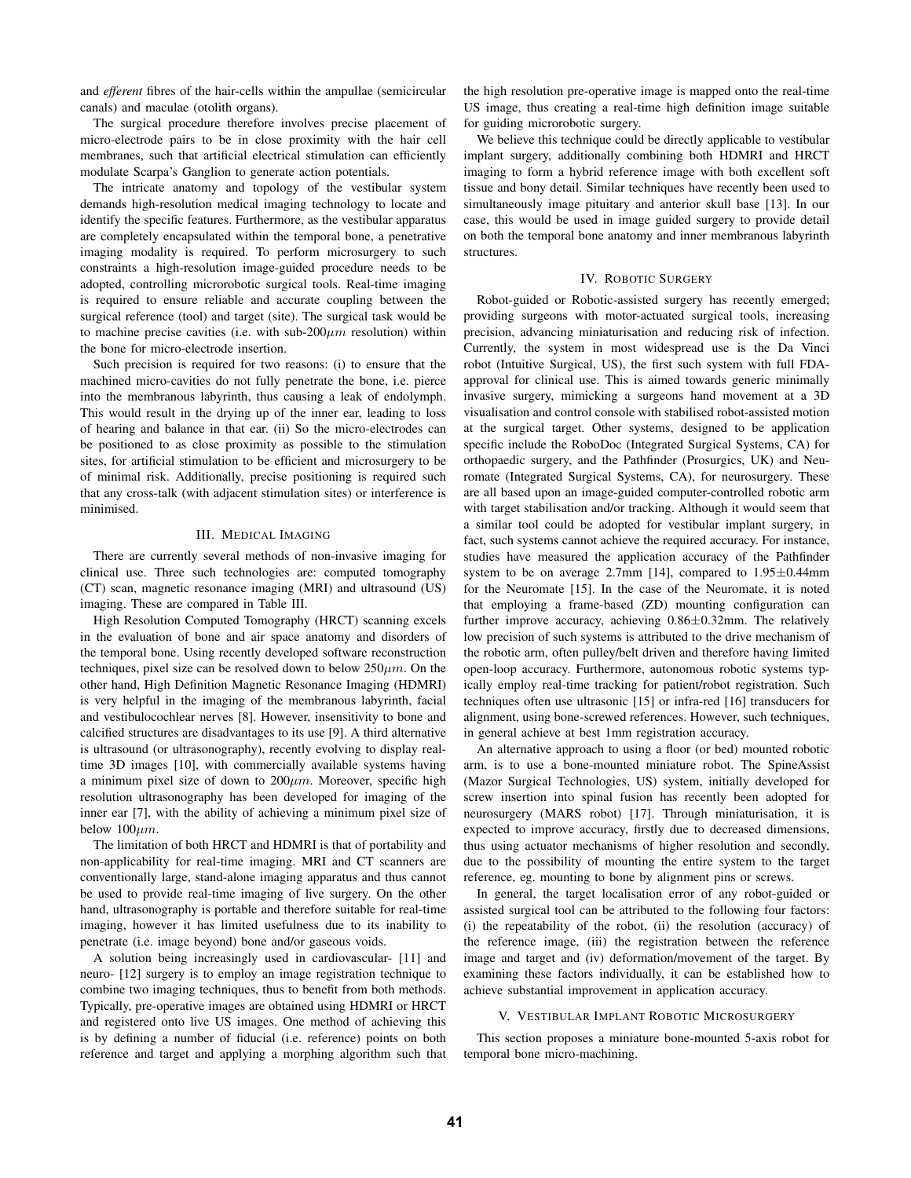and *efferent* fibres of the hair-cells within the ampullae (semicircular canals) and maculae (otolith organs).

The surgical procedure therefore involves precise placement of micro-electrode pairs to be in close proximity with the hair cell membranes, such that artificial electrical stimulation can efficiently modulate Scarpa's Ganglion to generate action potentials.

The intricate anatomy and topology of the vestibular system demands high-resolution medical imaging technology to locate and identify the specific features. Furthermore, as the vestibular apparatus are completely encapsulated within the temporal bone, a penetrative imaging modality is required. To perform microsurgery to such constraints a high-resolution image-guided procedure needs to be adopted, controlling microrobotic surgical tools. Real-time imaging is required to ensure reliable and accurate coupling between the surgical reference (tool) and target (site). The surgical task would be to machine precise cavities (i.e. with sub-200$\mu m$ resolution) within the bone for micro-electrode insertion.

Such precision is required for two reasons: (i) to ensure that the machined micro-cavities do not fully penetrate the bone, i.e. pierce into the membranous labyrinth, thus causing a leak of endolymph. This would result in the drying up of the inner ear, leading to loss of hearing and balance in that ear. (ii) So the micro-electrodes can be positioned to as close proximity as possible to the stimulation sites, for artificial stimulation to be efficient and microsurgery to be of minimal risk. Additionally, precise positioning is required such that any cross-talk (with adjacent stimulation sites) or interference is minimised.

## III. Medical Imaging

There are currently several methods of non-invasive imaging for clinical use. Three such technologies are: computed tomography (CT) scan, magnetic resonance imaging (MRI) and ultrasound (US) imaging. These are compared in Table III.

High Resolution Computed Tomography (HRCT) scanning excels in the evaluation of bone and air space anatomy and disorders of the temporal bone. Using recently developed software reconstruction techniques, pixel size can be resolved down to below 250$\mu m$. On the other hand, High Definition Magnetic Resonance Imaging (HDMRI) is very helpful in the imaging of the membranous labyrinth, facial and vestibulocochlear nerves [8]. However, insensitivity to bone and calcified structures are disadvantages to its use [9]. A third alternative is ultrasound (or ultrasonography), recently evolving to display real-time 3D images [10], with commercially available systems having a minimum pixel size of down to 200$\mu m$. Moreover, specific high resolution ultrasonography has been developed for imaging of the inner ear [7], with the ability of achieving a minimum pixel size of below 100$\mu m$.

The limitation of both HRCT and HDMRI is that of portability and non-applicability for real-time imaging. MRI and CT scanners are conventionally large, stand-alone imaging apparatus and thus cannot be used to provide real-time imaging of live surgery. On the other hand, ultrasonography is portable and therefore suitable for real-time imaging, however it has limited usefulness due to its inability to penetrate (i.e. image beyond) bone and/or gaseous voids.

A solution being increasingly used in cardiovascular- [11] and neuro- [12] surgery is to employ an image registration technique to combine two imaging techniques, thus to benefit from both methods. Typically, pre-operative images are obtained using HDMRI or HRCT and registered onto live US images. One method of achieving this is by defining a number of fiducial (i.e. reference) points on both reference and target and applying a morphing algorithm such that the high resolution pre-operative image is mapped onto the real-time US image, thus creating a real-time high definition image suitable for guiding microrobotic surgery.

We believe this technique could be directly applicable to vestibular implant surgery, additionally combining both HDMRI and HRCT imaging to form a hybrid reference image with both excellent soft tissue and bony detail. Similar techniques have recently been used to simultaneously image pituitary and anterior skull base [13]. In our case, this would be used in image guided surgery to provide detail on both the temporal bone anatomy and inner membranous labyrinth structures.

## IV. Robotic Surgery

Robot-guided or Robotic-assisted surgery has recently emerged; providing surgeons with motor-actuated surgical tools, increasing precision, advancing miniaturisation and reducing risk of infection. Currently, the system in most widespread use is the Da Vinci robot (Intuitive Surgical, US), the first such system with full FDA-approval for clinical use. This is aimed towards generic minimally invasive surgery, mimicking a surgeons hand movement at a 3D visualisation and control console with stabilised robot-assisted motion at the surgical target. Other systems, designed to be application specific include the RoboDoc (Integrated Surgical Systems, CA) for orthopaedic surgery, and the Pathfinder (Prosurgics, UK) and Neuromate (Integrated Surgical Systems, CA), for neurosurgery. These are all based upon an image-guided computer-controlled robotic arm with target stabilisation and/or tracking. Although it would seem that a similar tool could be adopted for vestibular implant surgery, in fact, such systems cannot achieve the required accuracy. For instance, studies have measured the application accuracy of the Pathfinder system to be on average 2.7mm [14], compared to 1.95$\pm$0.44mm for the Neuromate [15]. In the case of the Neuromate, it is noted that employing a frame-based (ZD) mounting configuration can further improve accuracy, achieving 0.86$\pm$0.32mm. The relatively low precision of such systems is attributed to the drive mechanism of the robotic arm, often pulley/belt driven and therefore having limited open-loop accuracy. Furthermore, autonomous robotic systems typically employ real-time tracking for patient/robot registration. Such techniques often use ultrasonic [15] or infra-red [16] transducers for alignment, using bone-screwed references. However, such techniques, in general achieve at best 1mm registration accuracy.

An alternative approach to using a floor (or bed) mounted robotic arm, is to use a bone-mounted miniature robot. The SpineAssist (Mazor Surgical Technologies, US) system, initially developed for screw insertion into spinal fusion has recently been adopted for neurosurgery (MARS robot) [17]. Through miniaturisation, it is expected to improve accuracy, firstly due to decreased dimensions, thus using actuator mechanisms of higher resolution and secondly, due to the possibility of mounting the entire system to the target reference, eg. mounting to bone by alignment pins or screws.

In general, the target localisation error of any robot-guided or assisted surgical tool can be attributed to the following four factors: (i) the repeatability of the robot, (ii) the resolution (accuracy) of the reference image, (iii) the registration between the reference image and target and (iv) deformation/movement of the target. By examining these factors individually, it can be established how to achieve substantial improvement in application accuracy.

## V. Vestibular Implant Robotic Microsurgery

This section proposes a miniature bone-mounted 5-axis robot for temporal bone micro-machining.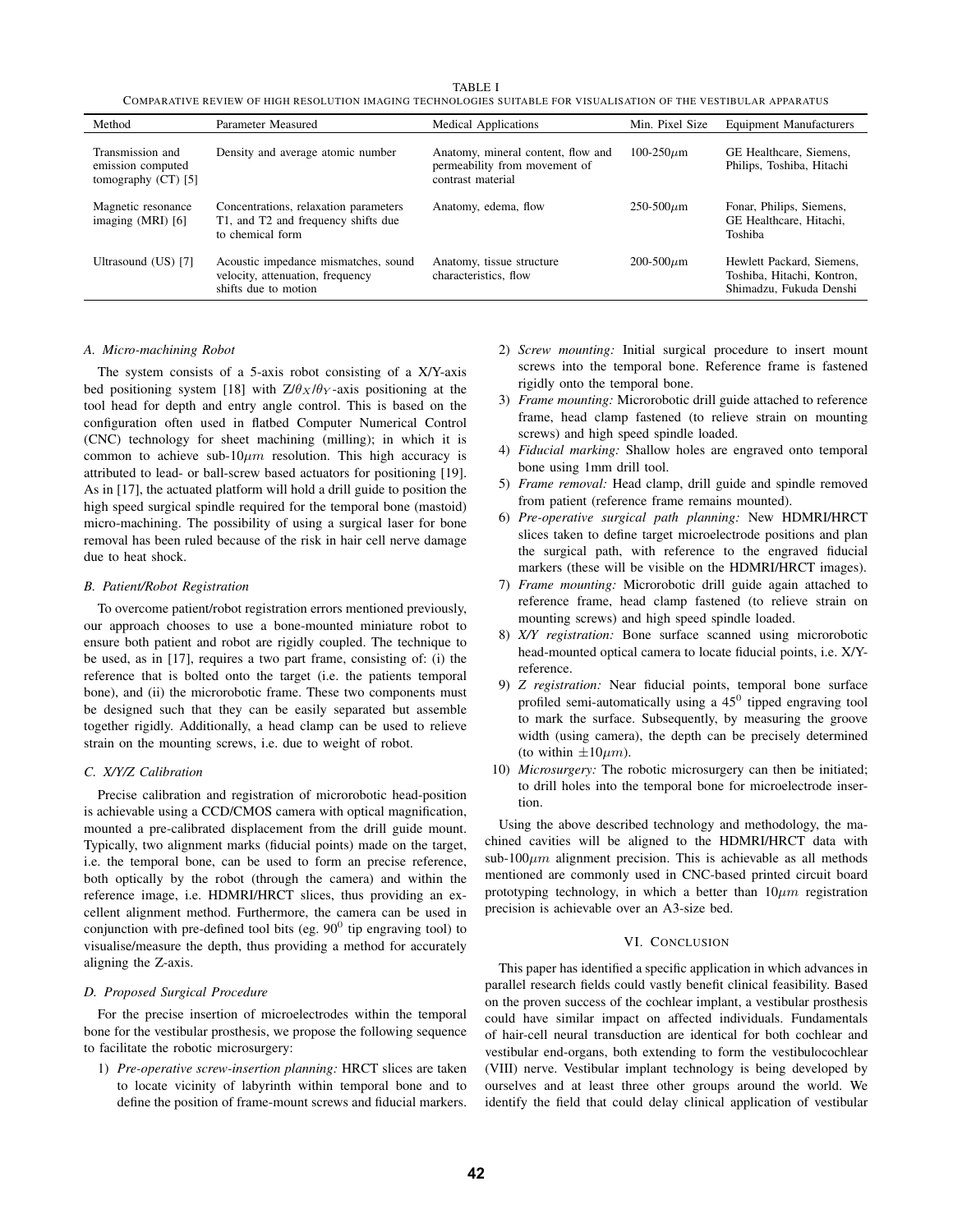TABLE I

COMPARATIVE REVIEW OF HIGH RESOLUTION IMAGING TECHNOLOGIES SUITABLE FOR VISUALISATION OF THE VESTIBULAR APPARATUS

| Method | Parameter Measured | Medical Applications | Min. Pixel Size | Equipment Manufacturers |
|---|---|---|---|---|
| Transmission and emission computed tomography (CT) [5] | Density and average atomic number | Anatomy, mineral content, flow and permeability from movement of contrast material | 100-250$\mu$m | GE Healthcare, Siemens, Philips, Toshiba, Hitachi |
| Magnetic resonance imaging (MRI) [6] | Concentrations, relaxation parameters T1, and T2 and frequency shifts due to chemical form | Anatomy, edema, flow | 250-500$\mu$m | Fonar, Philips, Siemens, GE Healthcare, Hitachi, Toshiba |
| Ultrasound (US) [7] | Acoustic impedance mismatches, sound velocity, attenuation, frequency shifts due to motion | Anatomy, tissue structure characteristics, flow | 200-500$\mu$m | Hewlett Packard, Siemens, Toshiba, Hitachi, Kontron, Shimadzu, Fukuda Denshi |

### A. Micro-machining Robot

The system consists of a 5-axis robot consisting of a X/Y-axis bed positioning system [18] with Z/$\theta_X$/$\theta_Y$-axis positioning at the tool head for depth and entry angle control. This is based on the configuration often used in flatbed Computer Numerical Control (CNC) technology for sheet machining (milling); in which it is common to achieve sub-10$\mu m$ resolution. This high accuracy is attributed to lead- or ball-screw based actuators for positioning [19]. As in [17], the actuated platform will hold a drill guide to position the high speed surgical spindle required for the temporal bone (mastoid) micro-machining. The possibility of using a surgical laser for bone removal has been ruled because of the risk in hair cell nerve damage due to heat shock.

### B. Patient/Robot Registration

To overcome patient/robot registration errors mentioned previously, our approach chooses to use a bone-mounted miniature robot to ensure both patient and robot are rigidly coupled. The technique to be used, as in [17], requires a two part frame, consisting of: (i) the reference that is bolted onto the target (i.e. the patients temporal bone), and (ii) the microrobotic frame. These two components must be designed such that they can be easily separated but assemble together rigidly. Additionally, a head clamp can be used to relieve strain on the mounting screws, i.e. due to weight of robot.

### C. X/Y/Z Calibration

Precise calibration and registration of microrobotic head-position is achievable using a CCD/CMOS camera with optical magnification, mounted a pre-calibrated displacement from the drill guide mount. Typically, two alignment marks (fiducial points) made on the target, i.e. the temporal bone, can be used to form an precise reference, both optically by the robot (through the camera) and within the reference image, i.e. HDMRI/HRCT slices, thus providing an excellent alignment method. Furthermore, the camera can be used in conjunction with pre-defined tool bits (eg. $90^0$ tip engraving tool) to visualise/measure the depth, thus providing a method for accurately aligning the Z-axis.

### D. Proposed Surgical Procedure

For the precise insertion of microelectrodes within the temporal bone for the vestibular prosthesis, we propose the following sequence to facilitate the robotic microsurgery:

1) *Pre-operative screw-insertion planning:* HRCT slices are taken to locate vicinity of labyrinth within temporal bone and to define the position of frame-mount screws and fiducial markers.
2) *Screw mounting:* Initial surgical procedure to insert mount screws into the temporal bone. Reference frame is fastened rigidly onto the temporal bone.
3) *Frame mounting:* Microrobotic drill guide attached to reference frame, head clamp fastened (to relieve strain on mounting screws) and high speed spindle loaded.
4) *Fiducial marking:* Shallow holes are engraved onto temporal bone using 1mm drill tool.
5) *Frame removal:* Head clamp, drill guide and spindle removed from patient (reference frame remains mounted).
6) *Pre-operative surgical path planning:* New HDMRI/HRCT slices taken to define target microelectrode positions and plan the surgical path, with reference to the engraved fiducial markers (these will be visible on the HDMRI/HRCT images).
7) *Frame mounting:* Microrobotic drill guide again attached to reference frame, head clamp fastened (to relieve strain on mounting screws) and high speed spindle loaded.
8) *X/Y registration:* Bone surface scanned using microrobotic head-mounted optical camera to locate fiducial points, i.e. X/Y-reference.
9) *Z registration:* Near fiducial points, temporal bone surface profiled semi-automatically using a $45^0$ tipped engraving tool to mark the surface. Subsequently, by measuring the groove width (using camera), the depth can be precisely determined (to within $\pm 10\mu m$).
10) *Microsurgery:* The robotic microsurgery can then be initiated; to drill holes into the temporal bone for microelectrode insertion.

Using the above described technology and methodology, the machined cavities will be aligned to the HDMRI/HRCT data with sub-100$\mu m$ alignment precision. This is achievable as all methods mentioned are commonly used in CNC-based printed circuit board prototyping technology, in which a better than 10$\mu m$ registration precision is achievable over an A3-size bed.

## VI. CONCLUSION

This paper has identified a specific application in which advances in parallel research fields could vastly benefit clinical feasibility. Based on the proven success of the cochlear implant, a vestibular prosthesis could have similar impact on affected individuals. Fundamentals of hair-cell neural transduction are identical for both cochlear and vestibular end-organs, both extending to form the vestibulocochlear (VIII) nerve. Vestibular implant technology is being developed by ourselves and at least three other groups around the world. We identify the field that could delay clinical application of vestibular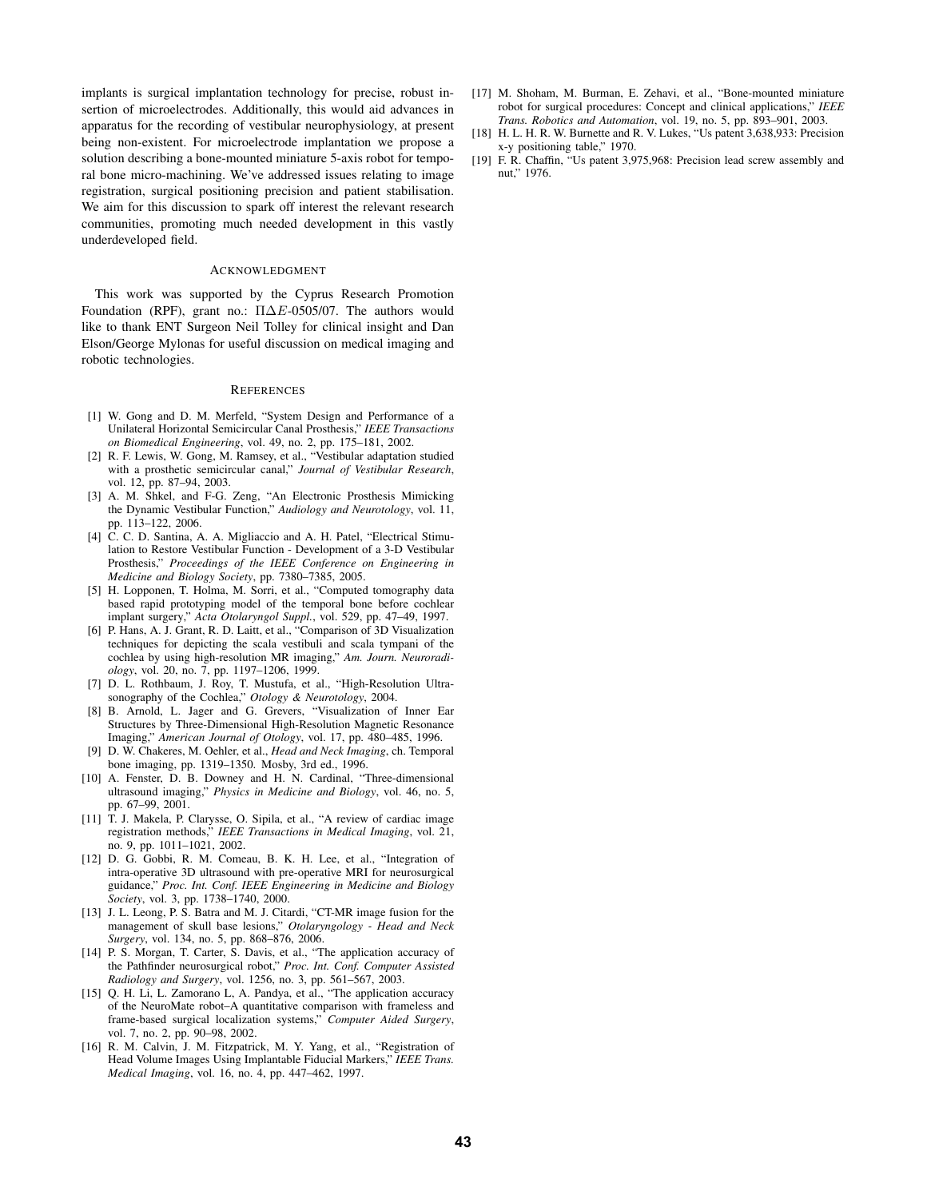implants is surgical implantation technology for precise, robust insertion of microelectrodes. Additionally, this would aid advances in apparatus for the recording of vestibular neurophysiology, at present being non-existent. For microelectrode implantation we propose a solution describing a bone-mounted miniature 5-axis robot for temporal bone micro-machining. We've addressed issues relating to image registration, surgical positioning precision and patient stabilisation. We aim for this discussion to spark off interest the relevant research communities, promoting much needed development in this vastly underdeveloped field.

## Acknowledgment

This work was supported by the Cyprus Research Promotion Foundation (RPF), grant no.: $\Pi\Delta E$-0505/07. The authors would like to thank ENT Surgeon Neil Tolley for clinical insight and Dan Elson/George Mylonas for useful discussion on medical imaging and robotic technologies.

## References

[1] W. Gong and D. M. Merfeld, "System Design and Performance of a Unilateral Horizontal Semicircular Canal Prosthesis," *IEEE Transactions on Biomedical Engineering*, vol. 49, no. 2, pp. 175–181, 2002.

[2] R. F. Lewis, W. Gong, M. Ramsey, et al., "Vestibular adaptation studied with a prosthetic semicircular canal," *Journal of Vestibular Research*, vol. 12, pp. 87–94, 2003.

[3] A. M. Shkel, and F-G. Zeng, "An Electronic Prosthesis Mimicking the Dynamic Vestibular Function," *Audiology and Neurotology*, vol. 11, pp. 113–122, 2006.

[4] C. C. D. Santina, A. A. Migliaccio and A. H. Patel, "Electrical Stimulation to Restore Vestibular Function - Development of a 3-D Vestibular Prosthesis," *Proceedings of the IEEE Conference on Engineering in Medicine and Biology Society*, pp. 7380–7385, 2005.

[5] H. Lopponen, T. Holma, M. Sorri, et al., "Computed tomography data based rapid prototyping model of the temporal bone before cochlear implant surgery," *Acta Otolaryngol Suppl.*, vol. 529, pp. 47–49, 1997.

[6] P. Hans, A. J. Grant, R. D. Laitt, et al., "Comparison of 3D Visualization techniques for depicting the scala vestibuli and scala tympani of the cochlea by using high-resolution MR imaging," *Am. Journ. Neuroradiology*, vol. 20, no. 7, pp. 1197–1206, 1999.

[7] D. L. Rothbaum, J. Roy, T. Mustufa, et al., "High-Resolution Ultrasonography of the Cochlea," *Otology & Neurotology*, 2004.

[8] B. Arnold, L. Jager and G. Grevers, "Visualization of Inner Ear Structures by Three-Dimensional High-Resolution Magnetic Resonance Imaging," *American Journal of Otology*, vol. 17, pp. 480–485, 1996.

[9] D. W. Chakeres, M. Oehler, et al., *Head and Neck Imaging*, ch. Temporal bone imaging, pp. 1319–1350. Mosby, 3rd ed., 1996.

[10] A. Fenster, D. B. Downey and H. N. Cardinal, "Three-dimensional ultrasound imaging," *Physics in Medicine and Biology*, vol. 46, no. 5, pp. 67–99, 2001.

[11] T. J. Makela, P. Clarysse, O. Sipila, et al., "A review of cardiac image registration methods," *IEEE Transactions in Medical Imaging*, vol. 21, no. 9, pp. 1011–1021, 2002.

[12] D. G. Gobbi, R. M. Comeau, B. K. H. Lee, et al., "Integration of intra-operative 3D ultrasound with pre-operative MRI for neurosurgical guidance," *Proc. Int. Conf. IEEE Engineering in Medicine and Biology Society*, vol. 3, pp. 1738–1740, 2000.

[13] J. L. Leong, P. S. Batra and M. J. Citardi, "CT-MR image fusion for the management of skull base lesions," *Otolaryngology - Head and Neck Surgery*, vol. 134, no. 5, pp. 868–876, 2006.

[14] P. S. Morgan, T. Carter, S. Davis, et al., "The application accuracy of the Pathfinder neurosurgical robot," *Proc. Int. Conf. Computer Assisted Radiology and Surgery*, vol. 1256, no. 3, pp. 561–567, 2003.

[15] Q. H. Li, L. Zamorano L, A. Pandya, et al., "The application accuracy of the NeuroMate robot–A quantitative comparison with frameless and frame-based surgical localization systems," *Computer Aided Surgery*, vol. 7, no. 2, pp. 90–98, 2002.

[16] R. M. Calvin, J. M. Fitzpatrick, M. Y. Yang, et al., "Registration of Head Volume Images Using Implantable Fiducial Markers," *IEEE Trans. Medical Imaging*, vol. 16, no. 4, pp. 447–462, 1997.

[17] M. Shoham, M. Burman, E. Zehavi, et al., "Bone-mounted miniature robot for surgical procedures: Concept and clinical applications," *IEEE Trans. Robotics and Automation*, vol. 19, no. 5, pp. 893–901, 2003.

[18] H. L. H. R. W. Burnette and R. V. Lukes, "Us patent 3,638,933: Precision x-y positioning table," 1970.

[19] F. R. Chaffin, "Us patent 3,975,968: Precision lead screw assembly and nut," 1976.